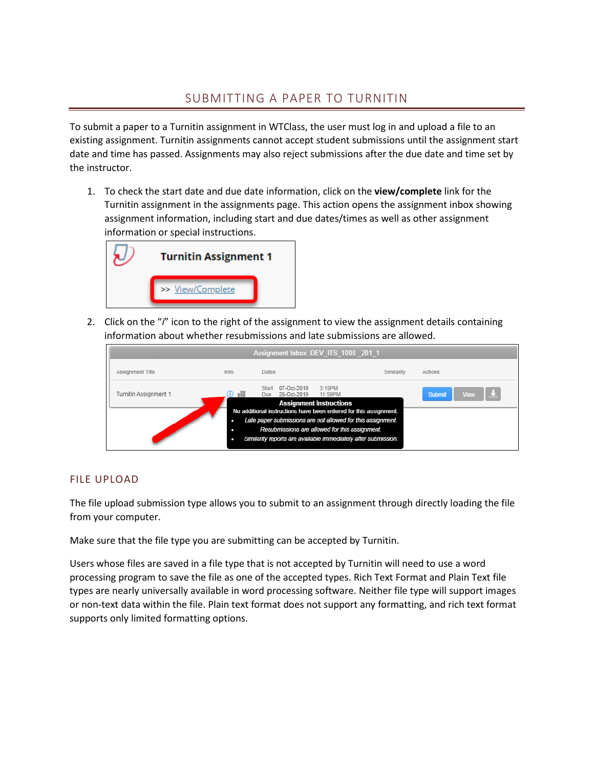# SUBMITTING A PAPER TO TURNITIN

To submit a paper to a Turnitin assignment in WTClass, the user must log in and upload a file to an existing assignment. Turnitin assignments cannot accept student submissions until the assignment start date and time has passed. Assignments may also reject submissions after the due date and time set by the instructor.

1. To check the start date and due date information, click on the **view/complete** link for the Turnitin assignment in the assignments page. This action opens the assignment inbox showing assignment information, including start and due dates/times as well as other assignment information or special instructions.

2. Click on the "*i*" icon to the right of the assignment to view the assignment details containing information about whether resubmissions and late submissions are allowed.

## FILE UPLOAD

The file upload submission type allows you to submit to an assignment through directly loading the file from your computer.

Make sure that the file type you are submitting can be accepted by Turnitin.

Users whose files are saved in a file type that is not accepted by Turnitin will need to use a word processing program to save the file as one of the accepted types. Rich Text Format and Plain Text file types are nearly universally available in word processing software. Neither file type will support images or non-text data within the file. Plain text format does not support any formatting, and rich text format supports only limited formatting options.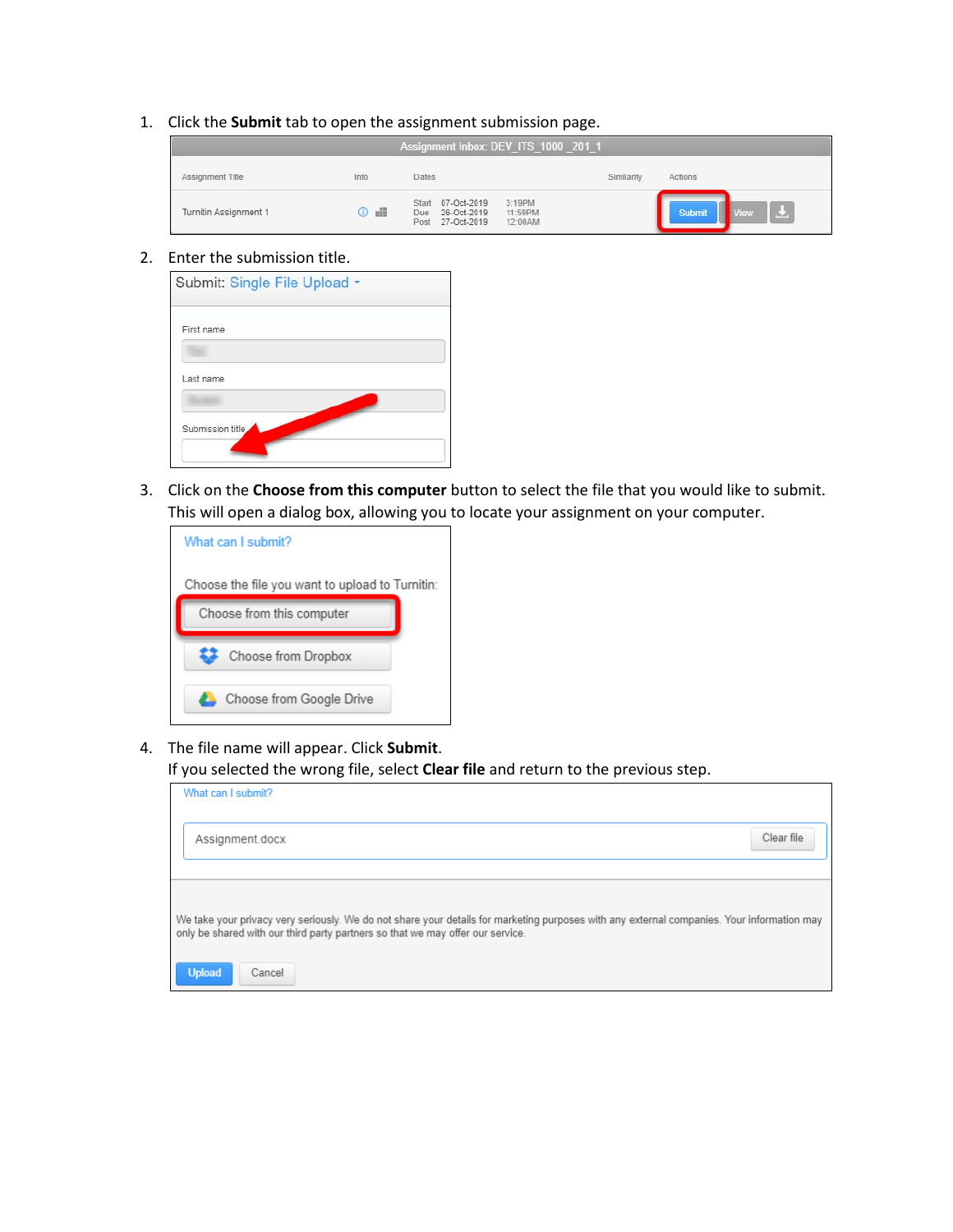1. Click the **Submit** tab to open the assignment submission page.

2. Enter the submission title.

3. Click on the **Choose from this computer** button to select the file that you would like to submit. This will open a dialog box, allowing you to locate your assignment on your computer.

4. The file name will appear. Click **Submit**.
   If you selected the wrong file, select **Clear file** and return to the previous step.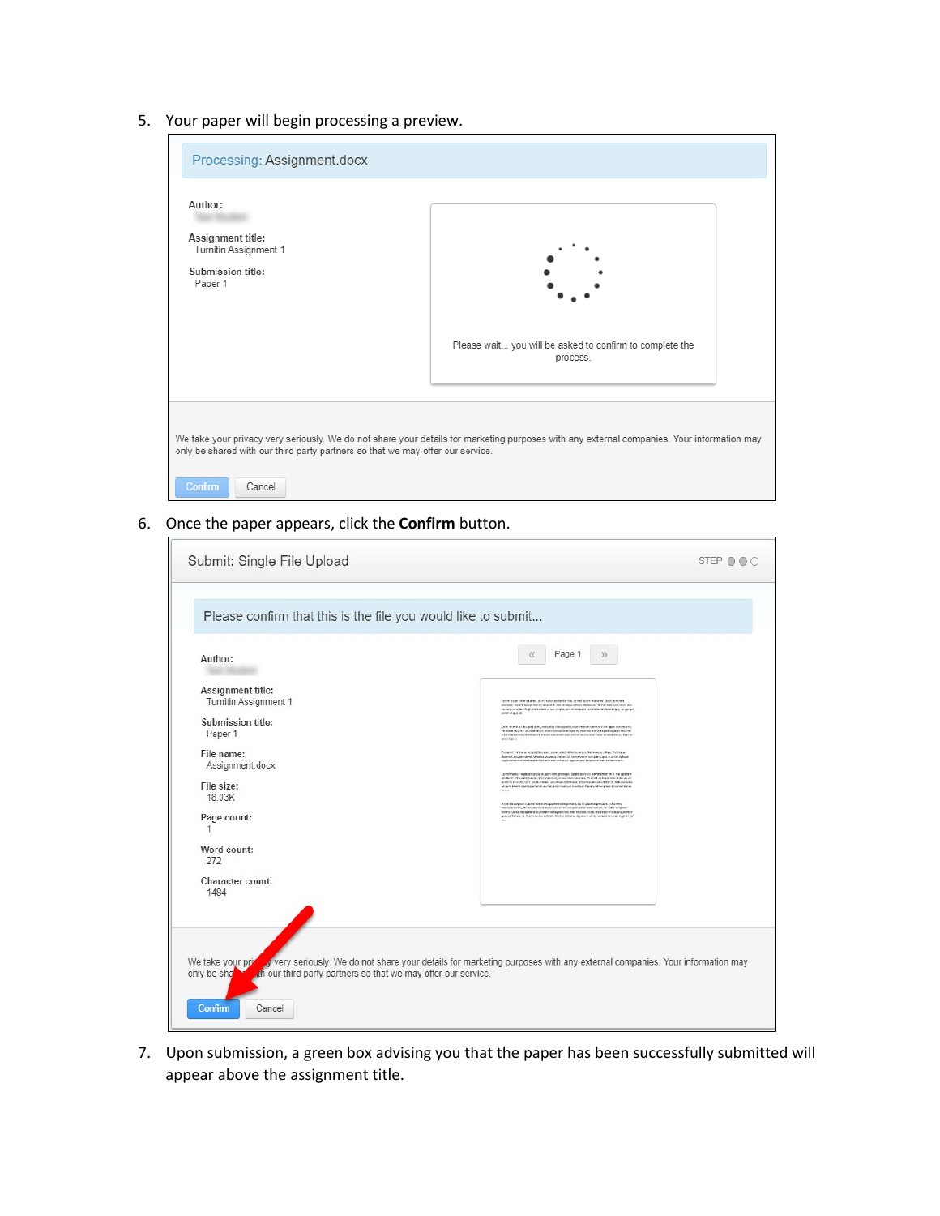5. Your paper will begin processing a preview.

6. Once the paper appears, click the **Confirm** button.

7. Upon submission, a green box advising you that the paper has been successfully submitted will appear above the assignment title.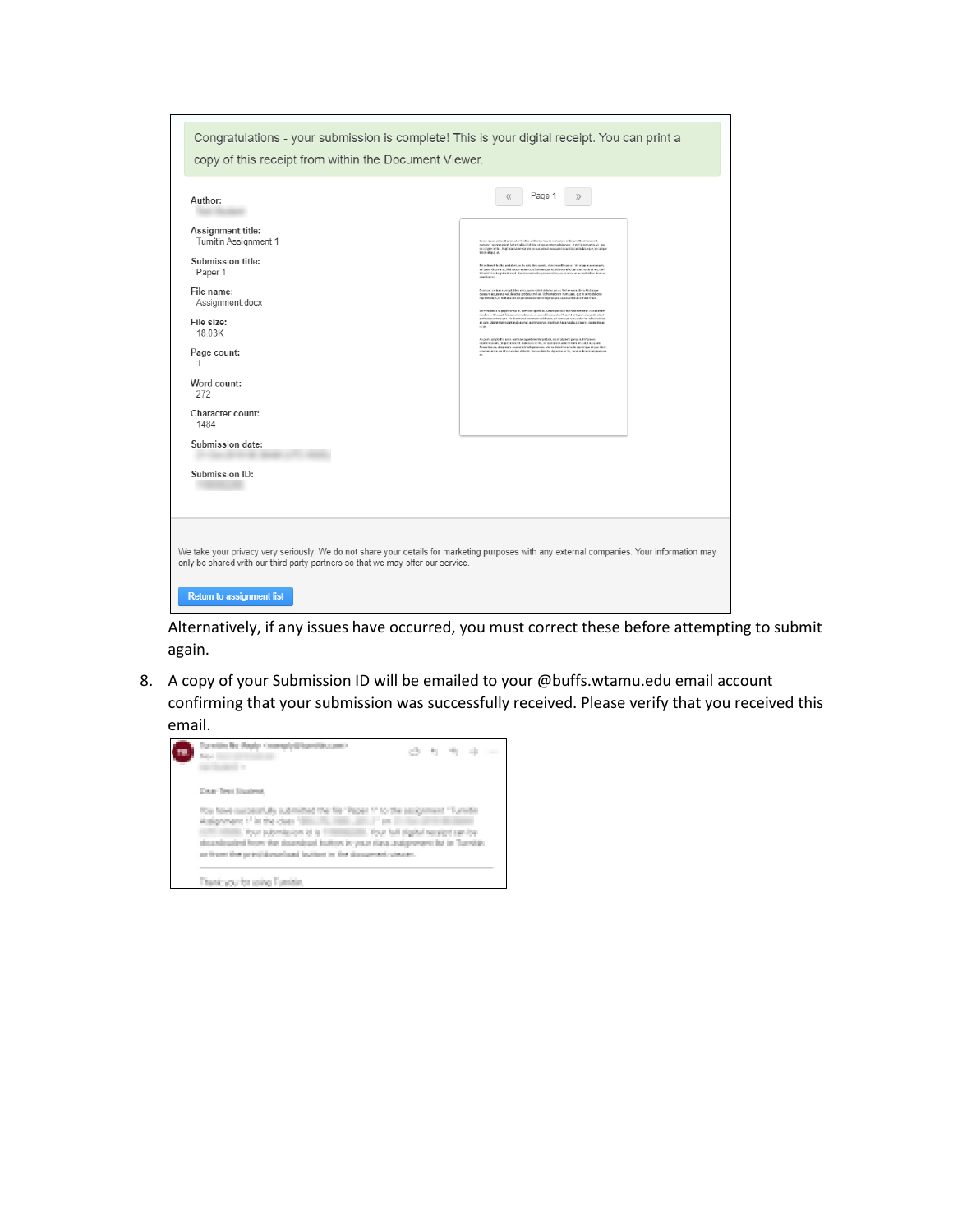Congratulations - your submission is complete! This is your digital receipt. You can print a copy of this receipt from within the Document Viewer.

Author:

Assignment title:
Turnitin Assignment 1

Submission title:
Paper 1

File name:
Assignment.docx

File size:
18.03K

Page count:
1

Word count:
272

Character count:
1484

Submission date:

Submission ID:

We take your privacy very seriously. We do not share your details for marketing purposes with any external companies. Your information may only be shared with our third party partners so that we may offer our service.

Return to assignment list

Alternatively, if any issues have occurred, you must correct these before attempting to submit again.

8. A copy of your Submission ID will be emailed to your @buffs.wtamu.edu email account confirming that your submission was successfully received. Please verify that you received this email.